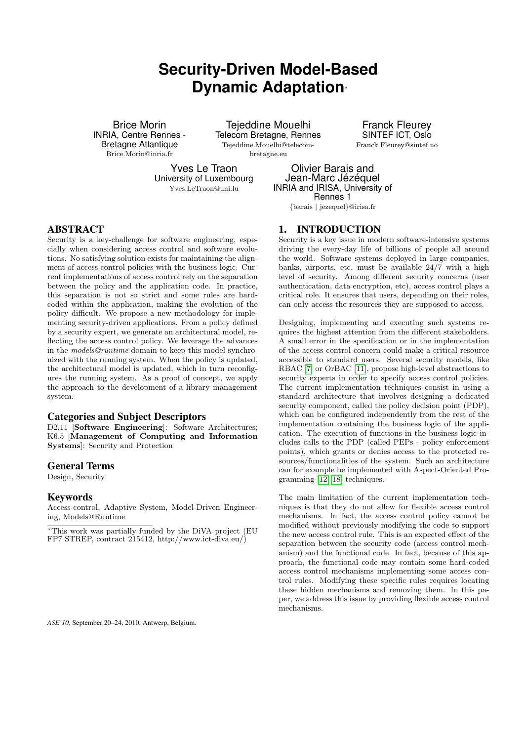# Security-Driven Model-Based Dynamic Adaptation*

Brice Morin
INRIA, Centre Rennes - Bretagne Atlantique
Brice.Morin@inria.fr

Tejeddine Mouelhi
Telecom Bretagne, Rennes
Tejeddine.Mouelhi@telecom-bretagne.eu

Franck Fleurey
SINTEF ICT, Oslo
Franck.Fleurey@sintef.no

Yves Le Traon
University of Luxembourg
Yves.LeTraon@uni.lu

Olivier Barais and Jean-Marc Jézéquel
INRIA and IRISA, University of Rennes 1
{barais | jezequel}@irisa.fr

## ABSTRACT

Security is a key-challenge for software engineering, especially when considering access control and software evolutions. No satisfying solution exists for maintaining the alignment of access control policies with the business logic. Current implementations of access control rely on the separation between the policy and the application code. In practice, this separation is not so strict and some rules are hard-coded within the application, making the evolution of the policy difficult. We propose a new methodology for implementing security-driven applications. From a policy defined by a security expert, we generate an architectural model, reflecting the access control policy. We leverage the advances in the *models@runtime* domain to keep this model synchronized with the running system. When the policy is updated, the architectural model is updated, which in turn reconfigures the running system. As a proof of concept, we apply the approach to the development of a library management system.

### Categories and Subject Descriptors

D2.11 [**Software Engineering**]: Software Architectures; K6.5 [**Management of Computing and Information Systems**]: Security and Protection

### General Terms

Design, Security

### Keywords

Access-control, Adaptive System, Model-Driven Engineering, Models@Runtime

*This work was partially funded by the DiVA project (EU FP7 STREP, contract 215412, http://www.ict-diva.eu/)

*ASE'10,* September 20–24, 2010, Antwerp, Belgium.

## 1. INTRODUCTION

Security is a key issue in modern software-intensive systems driving the every-day life of billions of people all around the world. Software systems deployed in large companies, banks, airports, etc, must be available 24/7 with a high level of security. Among different security concerns (user authentication, data encryption, etc), access control plays a critical role. It ensures that users, depending on their roles, can only access the resources they are supposed to access.

Designing, implementing and executing such systems requires the highest attention from the different stakeholders. A small error in the specification or in the implementation of the access control concern could make a critical resource accessible to standard users. Several security models, like RBAC [7] or OrBAC [11], propose high-level abstractions to security experts in order to specify access control policies. The current implementation techniques consist in using a standard architecture that involves designing a dedicated security component, called the policy decision point (PDP), which can be configured independently from the rest of the implementation containing the business logic of the application. The execution of functions in the business logic includes calls to the PDP (called PEPs - policy enforcement points), which grants or denies access to the protected resources/functionalities of the system. Such an architecture can for example be implemented with Aspect-Oriented Programming [12, 18] techniques.

The main limitation of the current implementation techniques is that they do not allow for flexible access control mechanisms. In fact, the access control policy cannot be modified without previously modifying the code to support the new access control rule. This is an expected effect of the separation between the security code (access control mechanism) and the functional code. In fact, because of this approach, the functional code may contain some hard-coded access control mechanisms implementing some access control rules. Modifying these specific rules requires locating these hidden mechanisms and removing them. In this paper, we address this issue by providing flexible access control mechanisms.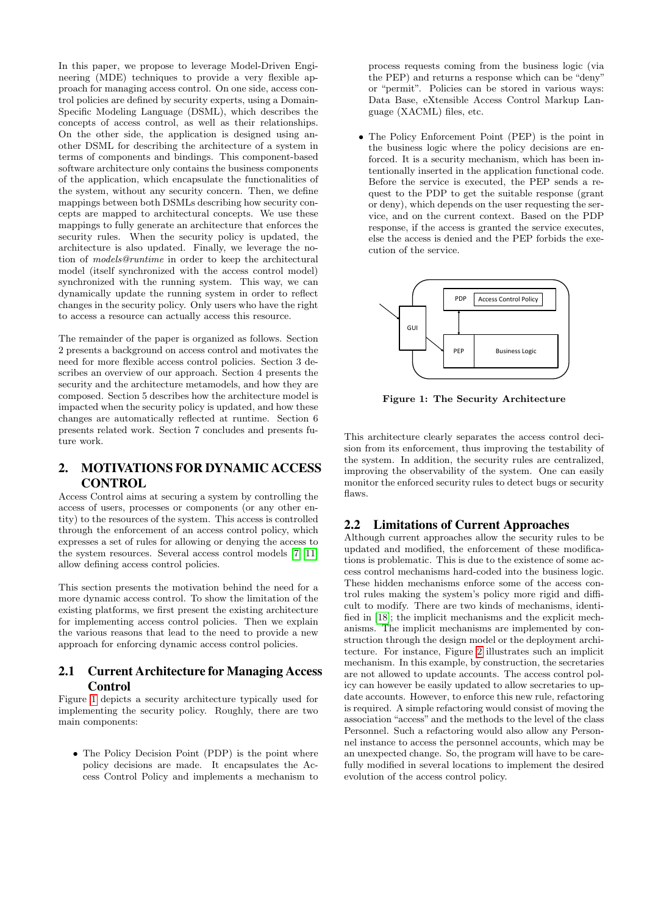In this paper, we propose to leverage Model-Driven Engineering (MDE) techniques to provide a very flexible approach for managing access control. On one side, access control policies are defined by security experts, using a Domain-Specific Modeling Language (DSML), which describes the concepts of access control, as well as their relationships. On the other side, the application is designed using another DSML for describing the architecture of a system in terms of components and bindings. This component-based software architecture only contains the business components of the application, which encapsulate the functionalities of the system, without any security concern. Then, we define mappings between both DSMLs describing how security concepts are mapped to architectural concepts. We use these mappings to fully generate an architecture that enforces the security rules. When the security policy is updated, the architecture is also updated. Finally, we leverage the notion of *models@runtime* in order to keep the architectural model (itself synchronized with the access control model) synchronized with the running system. This way, we can dynamically update the running system in order to reflect changes in the security policy. Only users who have the right to access a resource can actually access this resource.

The remainder of the paper is organized as follows. Section 2 presents a background on access control and motivates the need for more flexible access control policies. Section 3 describes an overview of our approach. Section 4 presents the security and the architecture metamodels, and how they are composed. Section 5 describes how the architecture model is impacted when the security policy is updated, and how these changes are automatically reflected at runtime. Section 6 presents related work. Section 7 concludes and presents future work.

## 2. MOTIVATIONS FOR DYNAMIC ACCESS CONTROL

Access Control aims at securing a system by controlling the access of users, processes or components (or any other entity) to the resources of the system. This access is controlled through the enforcement of an access control policy, which expresses a set of rules for allowing or denying the access to the system resources. Several access control models [7, 11] allow defining access control policies.

This section presents the motivation behind the need for a more dynamic access control. To show the limitation of the existing platforms, we first present the existing architecture for implementing access control policies. Then we explain the various reasons that lead to the need to provide a new approach for enforcing dynamic access control policies.

### 2.1 Current Architecture for Managing Access Control

Figure 1 depicts a security architecture typically used for implementing the security policy. Roughly, there are two main components:

- The Policy Decision Point (PDP) is the point where policy decisions are made. It encapsulates the Access Control Policy and implements a mechanism to process requests coming from the business logic (via the PEP) and returns a response which can be "deny" or "permit". Policies can be stored in various ways: Data Base, eXtensible Access Control Markup Language (XACML) files, etc.
- The Policy Enforcement Point (PEP) is the point in the business logic where the policy decisions are enforced. It is a security mechanism, which has been intentionally inserted in the application functional code. Before the service is executed, the PEP sends a request to the PDP to get the suitable response (grant or deny), which depends on the user requesting the service, and on the current context. Based on the PDP response, if the access is granted the service executes, else the access is denied and the PEP forbids the execution of the service.

PDP
Access Control Policy
GUI
PEP
Business Logic

**Figure 1: The Security Architecture**

This architecture clearly separates the access control decision from its enforcement, thus improving the testability of the system. In addition, the security rules are centralized, improving the observability of the system. One can easily monitor the enforced security rules to detect bugs or security flaws.

### 2.2 Limitations of Current Approaches

Although current approaches allow the security rules to be updated and modified, the enforcement of these modifications is problematic. This is due to the existence of some access control mechanisms hard-coded into the business logic. These hidden mechanisms enforce some of the access control rules making the system's policy more rigid and difficult to modify. There are two kinds of mechanisms, identified in [18]; the implicit mechanisms and the explicit mechanisms. The implicit mechanisms are implemented by construction through the design model or the deployment architecture. For instance, Figure 2 illustrates such an implicit mechanism. In this example, by construction, the secretaries are not allowed to update accounts. The access control policy can however be easily updated to allow secretaries to update accounts. However, to enforce this new rule, refactoring is required. A simple refactoring would consist of moving the association "access" and the methods to the level of the class Personnel. Such a refactoring would also allow any Personnel instance to access the personnel accounts, which may be an unexpected change. So, the program will have to be carefully modified in several locations to implement the desired evolution of the access control policy.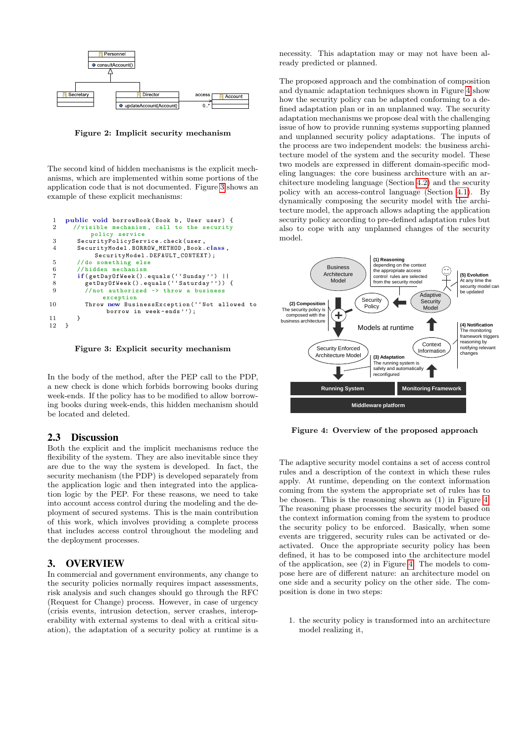Figure 2: Implicit security mechanism

The second kind of hidden mechanisms is the explicit mechanisms, which are implemented within some portions of the application code that is not documented. Figure 3 shows an example of these explicit mechanisms:

```
1   public void borrowBook(Book b, User user) {
2     //visible mechanism, call to the security
          policy service
3     SecurityPolicyService.check(user,
4     SecurityModel.BORROW_METHOD,Book.class,
          SecurityModel.DEFAULT_CONTEXT);
5     //do something else
6     //hidden mechanism
7     if(getDayOfWeek().equals(''Sunday'') ||
8       getDayOfWeek().equals(''Saturday'')) {
9       //not authorized -> throw a business
            exception
10      Throw new BusinessException(''Not allowed to
            borrow in week-ends'');
11    }
12  }
```

Figure 3: Explicit security mechanism

In the body of the method, after the PEP call to the PDP, a new check is done which forbids borrowing books during week-ends. If the policy has to be modified to allow borrowing books during week-ends, this hidden mechanism should be located and deleted.

## 2.3 Discussion

Both the explicit and the implicit mechanisms reduce the flexibility of the system. They are also inevitable since they are due to the way the system is developed. In fact, the security mechanism (the PDP) is developed separately from the application logic and then integrated into the application logic by the PEP. For these reasons, we need to take into account access control during the modeling and the deployment of secured systems. This is the main contribution of this work, which involves providing a complete process that includes access control throughout the modeling and the deployment processes.

# 3. OVERVIEW

In commercial and government environments, any change to the security policies normally requires impact assessments, risk analysis and such changes should go through the RFC (Request for Change) process. However, in case of urgency (crisis events, intrusion detection, server crashes, interoperability with external systems to deal with a critical situation), the adaptation of a security policy at runtime is a necessity. This adaptation may or may not have been already predicted or planned.

The proposed approach and the combination of composition and dynamic adaptation techniques shown in Figure 4 show how the security policy can be adapted conforming to a defined adaptation plan or in an unplanned way. The security adaptation mechanisms we propose deal with the challenging issue of how to provide running systems supporting planned and unplanned security policy adaptations. The inputs of the process are two independent models: the business architecture model of the system and the security model. These two models are expressed in different domain-specific modeling languages: the core business architecture with an architecture modeling language (Section 4.2) and the security policy with an access-control language (Section 4.1). By dynamically composing the security model with the architecture model, the approach allows adapting the application security policy according to pre-defined adaptation rules but also to cope with any unplanned changes of the security model.

Figure 4: Overview of the proposed approach

The adaptive security model contains a set of access control rules and a description of the context in which these rules apply. At runtime, depending on the context information coming from the system the appropriate set of rules has to be chosen. This is the reasoning shown as (1) in Figure 4. The reasoning phase processes the security model based on the context information coming from the system to produce the security policy to be enforced. Basically, when some events are triggered, security rules can be activated or deactivated. Once the appropriate security policy has been defined, it has to be composed into the architecture model of the application, see (2) in Figure 4. The models to compose here are of different nature: an architecture model on one side and a security policy on the other side. The composition is done in two steps:

1. the security policy is transformed into an architecture model realizing it,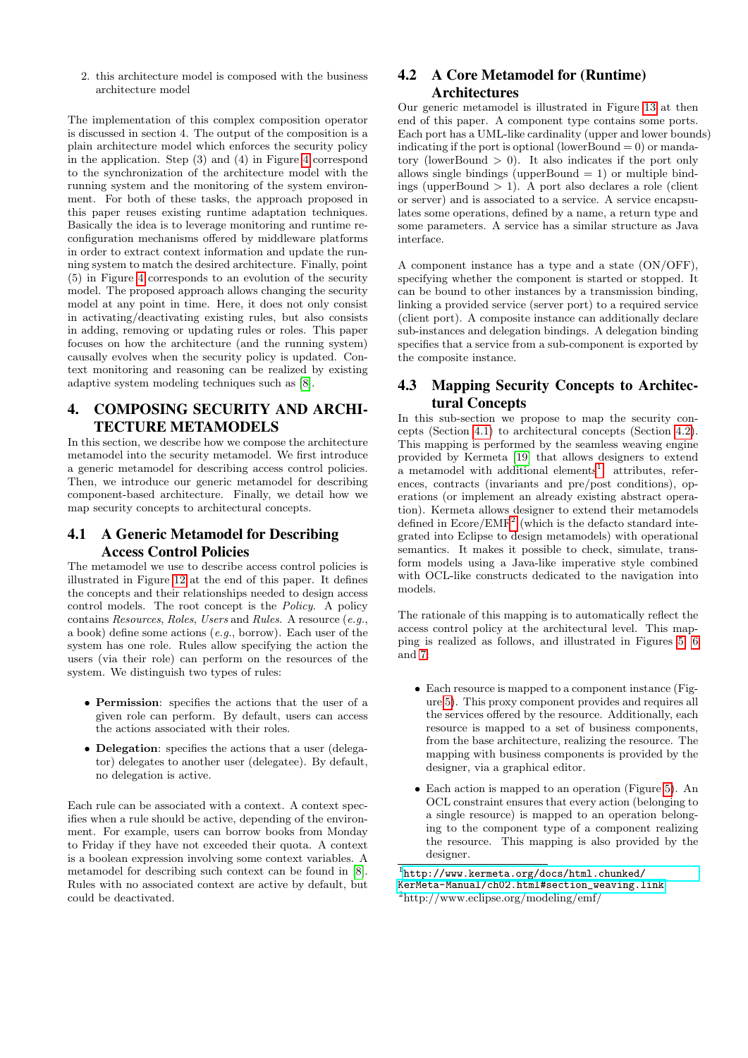2. this architecture model is composed with the business architecture model

The implementation of this complex composition operator is discussed in section 4. The output of the composition is a plain architecture model which enforces the security policy in the application. Step (3) and (4) in Figure 4 correspond to the synchronization of the architecture model with the running system and the monitoring of the system environment. For both of these tasks, the approach proposed in this paper reuses existing runtime adaptation techniques. Basically the idea is to leverage monitoring and runtime reconfiguration mechanisms offered by middleware platforms in order to extract context information and update the running system to match the desired architecture. Finally, point (5) in Figure 4 corresponds to an evolution of the security model. The proposed approach allows changing the security model at any point in time. Here, it does not only consist in activating/deactivating existing rules, but also consists in adding, removing or updating rules or roles. This paper focuses on how the architecture (and the running system) causally evolves when the security policy is updated. Context monitoring and reasoning can be realized by existing adaptive system modeling techniques such as [8].

# 4. COMPOSING SECURITY AND ARCHITECTURE METAMODELS

In this section, we describe how we compose the architecture metamodel into the security metamodel. We first introduce a generic metamodel for describing access control policies. Then, we introduce our generic metamodel for describing component-based architecture. Finally, we detail how we map security concepts to architectural concepts.

## 4.1 A Generic Metamodel for Describing Access Control Policies

The metamodel we use to describe access control policies is illustrated in Figure 12 at the end of this paper. It defines the concepts and their relationships needed to design access control models. The root concept is the *Policy*. A policy contains *Resources*, *Roles*, *Users* and *Rules*. A resource (*e.g.*, a book) define some actions (*e.g.*, borrow). Each user of the system has one role. Rules allow specifying the action the users (via their role) can perform on the resources of the system. We distinguish two types of rules:

- **Permission**: specifies the actions that the user of a given role can perform. By default, users can access the actions associated with their roles.
- **Delegation**: specifies the actions that a user (delegator) delegates to another user (delegatee). By default, no delegation is active.

Each rule can be associated with a context. A context specifies when a rule should be active, depending of the environment. For example, users can borrow books from Monday to Friday if they have not exceeded their quota. A context is a boolean expression involving some context variables. A metamodel for describing such context can be found in [8]. Rules with no associated context are active by default, but could be deactivated.

## 4.2 A Core Metamodel for (Runtime) Architectures

Our generic metamodel is illustrated in Figure 13 at then end of this paper. A component type contains some ports. Each port has a UML-like cardinality (upper and lower bounds) indicating if the port is optional (lowerBound = 0) or mandatory (lowerBound > 0). It also indicates if the port only allows single bindings (upperBound = 1) or multiple bindings (upperBound > 1). A port also declares a role (client or server) and is associated to a service. A service encapsulates some operations, defined by a name, a return type and some parameters. A service has a similar structure as Java interface.

A component instance has a type and a state (ON/OFF), specifying whether the component is started or stopped. It can be bound to other instances by a transmission binding, linking a provided service (server port) to a required service (client port). A composite instance can additionally declare sub-instances and delegation bindings. A delegation binding specifies that a service from a sub-component is exported by the composite instance.

## 4.3 Mapping Security Concepts to Architectural Concepts

In this sub-section we propose to map the security concepts (Section 4.1) to architectural concepts (Section 4.2). This mapping is performed by the seamless weaving engine provided by Kermeta [19] that allows designers to extend a metamodel with additional elements[1]: attributes, references, contracts (invariants and pre/post conditions), operations (or implement an already existing abstract operation). Kermeta allows designer to extend their metamodels defined in Ecore/EMF[2] (which is the defacto standard integrated into Eclipse to design metamodels) with operational semantics. It makes it possible to check, simulate, transform models using a Java-like imperative style combined with OCL-like constructs dedicated to the navigation into models.

The rationale of this mapping is to automatically reflect the access control policy at the architectural level. This mapping is realized as follows, and illustrated in Figures 5, 6 and 7:

- Each resource is mapped to a component instance (Figure 5). This proxy component provides and requires all the services offered by the resource. Additionally, each resource is mapped to a set of business components, from the base architecture, realizing the resource. The mapping with business components is provided by the designer, via a graphical editor.
- Each action is mapped to an operation (Figure 5). An OCL constraint ensures that every action (belonging to a single resource) is mapped to an operation belonging to the component type of a component realizing the resource. This mapping is also provided by the designer.

[1] http://www.kermeta.org/docs/html.chunked/KerMeta-Manual/ch02.html#section_weaving.link
[2] http://www.eclipse.org/modeling/emf/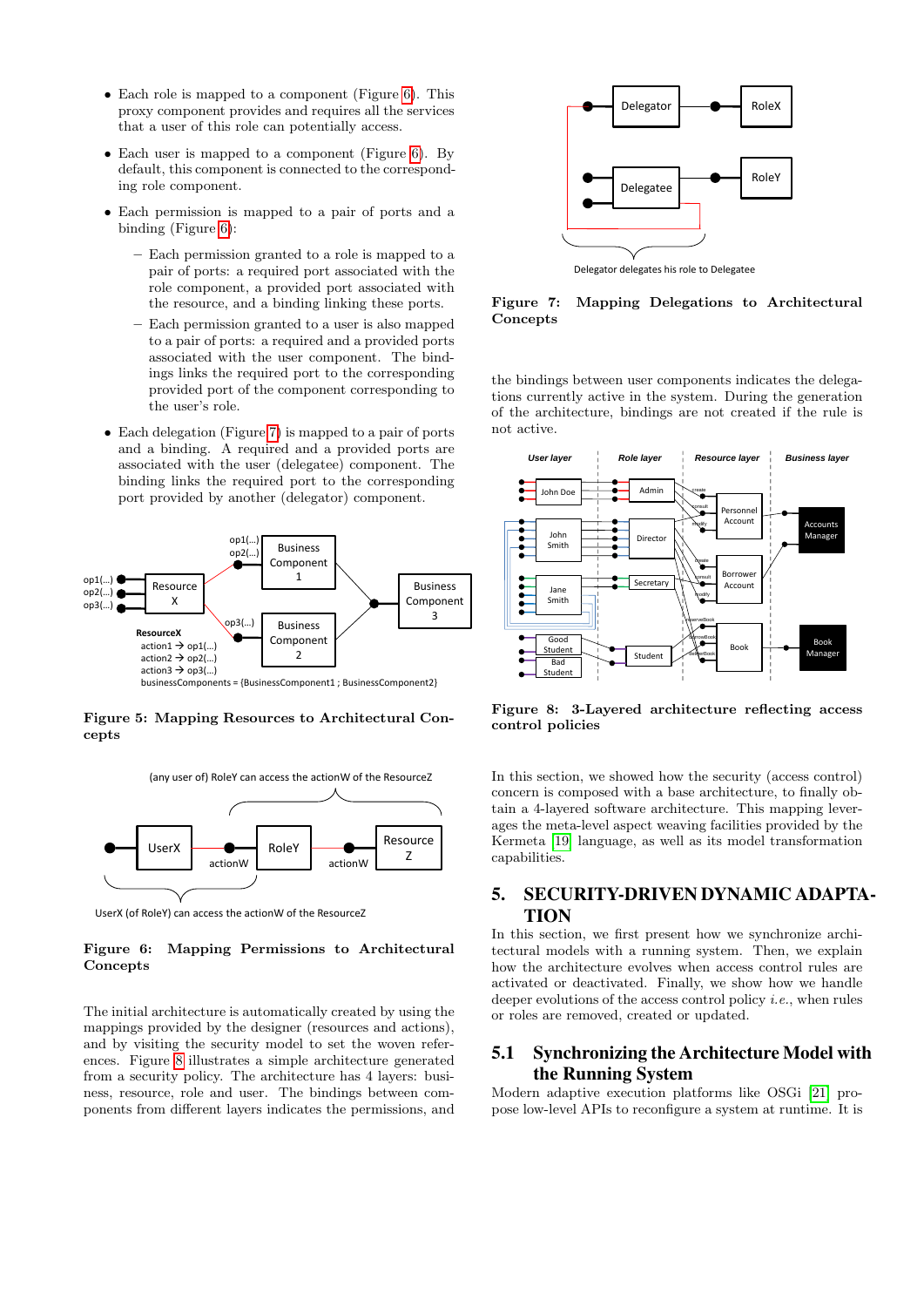- Each role is mapped to a component (Figure 6). This proxy component provides and requires all the services that a user of this role can potentially access.
- Each user is mapped to a component (Figure 6). By default, this component is connected to the corresponding role component.
- Each permission is mapped to a pair of ports and a binding (Figure 6):
  - Each permission granted to a role is mapped to a pair of ports: a required port associated with the role component, a provided port associated with the resource, and a binding linking these ports.
  - Each permission granted to a user is also mapped to a pair of ports: a required and a provided ports associated with the user component. The bindings links the required port to the corresponding provided port of the component corresponding to the user's role.
- Each delegation (Figure 7) is mapped to a pair of ports and a binding. A required and a provided ports are associated with the user (delegatee) component. The binding links the required port to the corresponding port provided by another (delegator) component.

**Figure 5: Mapping Resources to Architectural Concepts**

**Figure 6: Mapping Permissions to Architectural Concepts**

The initial architecture is automatically created by using the mappings provided by the designer (resources and actions), and by visiting the security model to set the woven references. Figure 8 illustrates a simple architecture generated from a security policy. The architecture has 4 layers: business, resource, role and user. The bindings between components from different layers indicates the permissions, and the bindings between user components indicates the delegations currently active in the system. During the generation of the architecture, bindings are not created if the rule is not active.

**Figure 7: Mapping Delegations to Architectural Concepts**

**Figure 8: 3-Layered architecture reflecting access control policies**

In this section, we showed how the security (access control) concern is composed with a base architecture, to finally obtain a 4-layered software architecture. This mapping leverages the meta-level aspect weaving facilities provided by the Kermeta [19] language, as well as its model transformation capabilities.

# 5. SECURITY-DRIVEN DYNAMIC ADAPTATION

In this section, we first present how we synchronize architectural models with a running system. Then, we explain how the architecture evolves when access control rules are activated or deactivated. Finally, we show how we handle deeper evolutions of the access control policy *i.e.*, when rules or roles are removed, created or updated.

## 5.1 Synchronizing the Architecture Model with the Running System

Modern adaptive execution platforms like OSGi [21] propose low-level APIs to reconfigure a system at runtime. It is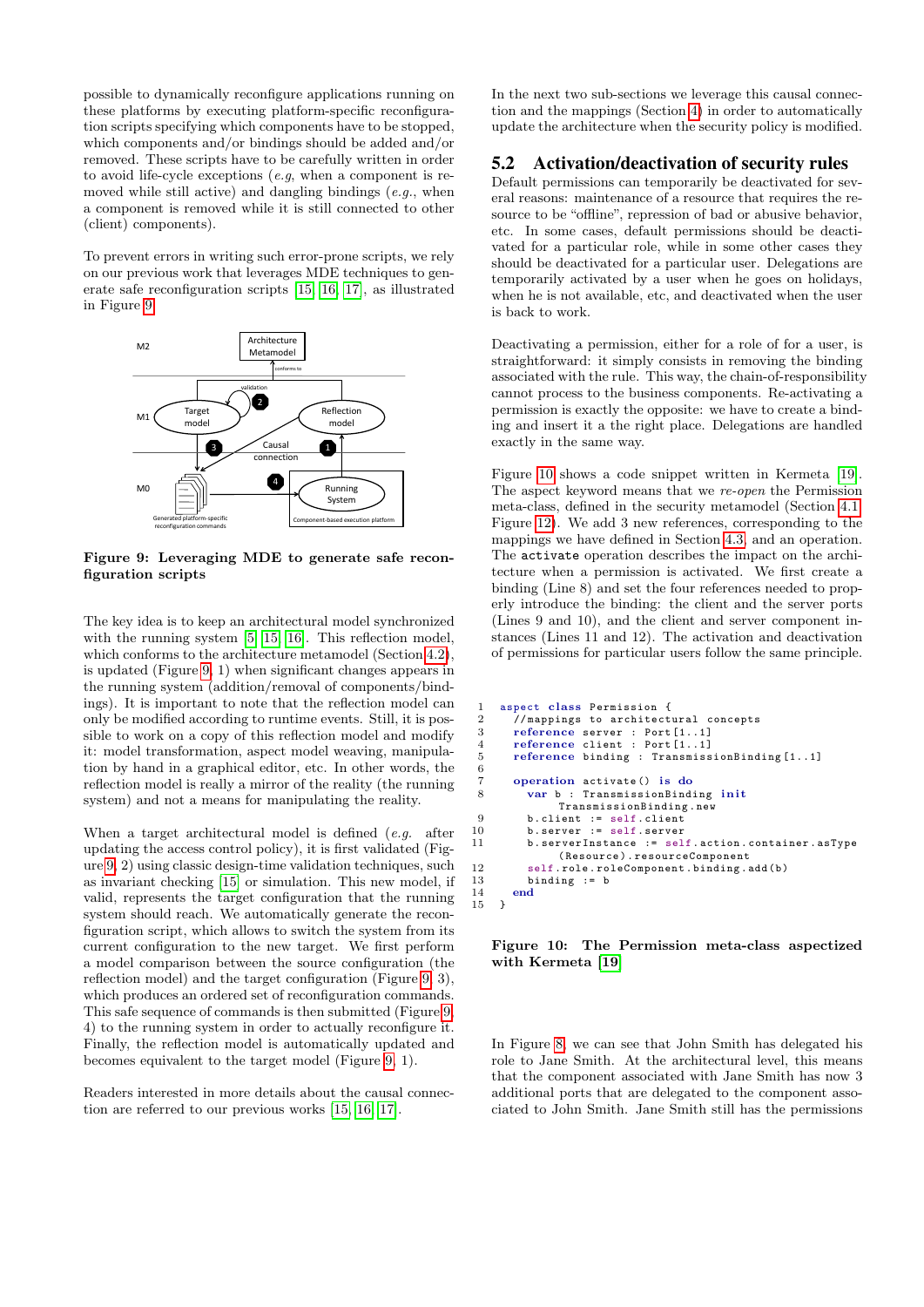possible to dynamically reconfigure applications running on these platforms by executing platform-specific reconfiguration scripts specifying which components have to be stopped, which components and/or bindings should be added and/or removed. These scripts have to be carefully written in order to avoid life-cycle exceptions (*e.g*, when a component is removed while still active) and dangling bindings (*e.g.*, when a component is removed while it is still connected to other (client) components).

To prevent errors in writing such error-prone scripts, we rely on our previous work that leverages MDE techniques to generate safe reconfiguration scripts [15, 16, 17], as illustrated in Figure 9.

**Figure 9: Leveraging MDE to generate safe reconfiguration scripts**

The key idea is to keep an architectural model synchronized with the running system [5, 15, 16]. This reflection model, which conforms to the architecture metamodel (Section 4.2), is updated (Figure 9, 1) when significant changes appears in the running system (addition/removal of components/bindings). It is important to note that the reflection model can only be modified according to runtime events. Still, it is possible to work on a copy of this reflection model and modify it: model transformation, aspect model weaving, manipulation by hand in a graphical editor, etc. In other words, the reflection model is really a mirror of the reality (the running system) and not a means for manipulating the reality.

When a target architectural model is defined (*e.g.* after updating the access control policy), it is first validated (Figure 9, 2) using classic design-time validation techniques, such as invariant checking [15] or simulation. This new model, if valid, represents the target configuration that the running system should reach. We automatically generate the reconfiguration script, which allows to switch the system from its current configuration to the new target. We first perform a model comparison between the source configuration (the reflection model) and the target configuration (Figure 9, 3), which produces an ordered set of reconfiguration commands. This safe sequence of commands is then submitted (Figure 9, 4) to the running system in order to actually reconfigure it. Finally, the reflection model is automatically updated and becomes equivalent to the target model (Figure 9, 1).

Readers interested in more details about the causal connection are referred to our previous works [15, 16, 17].

In the next two sub-sections we leverage this causal connection and the mappings (Section 4) in order to automatically update the architecture when the security policy is modified.

## 5.2 Activation/deactivation of security rules

Default permissions can temporarily be deactivated for several reasons: maintenance of a resource that requires the resource to be "offline", repression of bad or abusive behavior, etc. In some cases, default permissions should be deactivated for a particular role, while in some other cases they should be deactivated for a particular user. Delegations are temporarily activated by a user when he goes on holidays, when he is not available, etc, and deactivated when the user is back to work.

Deactivating a permission, either for a role of for a user, is straightforward: it simply consists in removing the binding associated with the rule. This way, the chain-of-responsibility cannot process to the business components. Re-activating a permission is exactly the opposite: we have to create a binding and insert it a the right place. Delegations are handled exactly in the same way.

Figure 10 shows a code snippet written in Kermeta [19]. The aspect keyword means that we *re-open* the Permission meta-class, defined in the security metamodel (Section 4.1, Figure 12). We add 3 new references, corresponding to the mappings we have defined in Section 4.3, and an operation. The `activate` operation describes the impact on the architecture when a permission is activated. We first create a binding (Line 8) and set the four references needed to properly introduce the binding: the client and the server ports (Lines 9 and 10), and the client and server component instances (Lines 11 and 12). The activation and deactivation of permissions for particular users follow the same principle.

```
1   aspect class Permission {
2     //mappings to architectural concepts
3     reference server : Port[1..1]
4     reference client : Port[1..1]
5     reference binding : TransmissionBinding[1..1]
6
7     operation activate() is do
8       var b : TransmissionBinding init
            TransmissionBinding.new
9       b.client := self.client
10      b.server := self.server
11      b.serverInstance := self.action.container.asType
            (Resource).resourceComponent
12      self.role.roleComponent.binding.add(b)
13      binding := b
14    end
15  }
```

**Figure 10: The Permission meta-class aspectized with Kermeta [19]**

In Figure 8, we can see that John Smith has delegated his role to Jane Smith. At the architectural level, this means that the component associated with Jane Smith has now 3 additional ports that are delegated to the component associated to John Smith. Jane Smith still has the permissions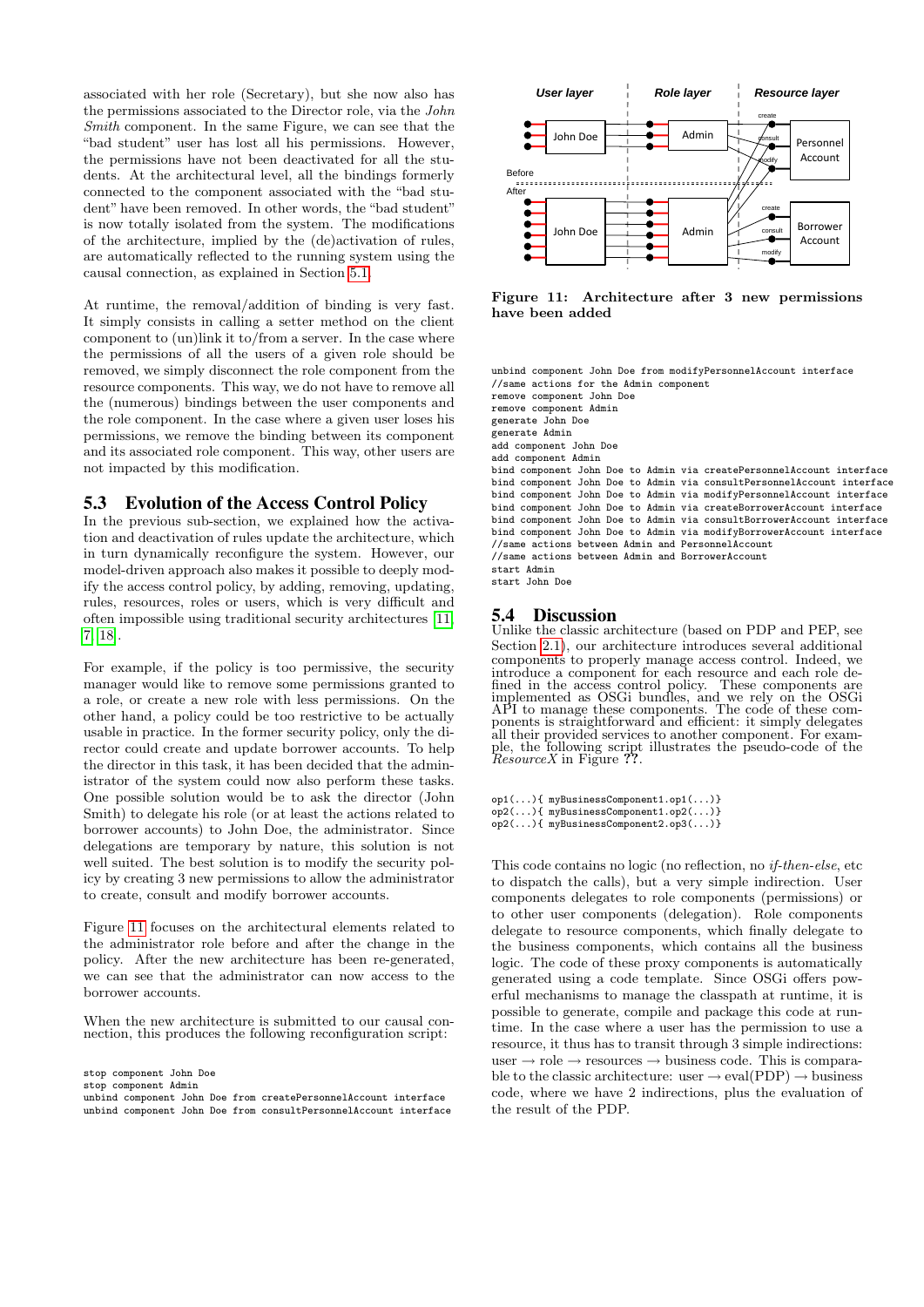associated with her role (Secretary), but she now also has the permissions associated to the Director role, via the *John Smith* component. In the same Figure, we can see that the "bad student" user has lost all his permissions. However, the permissions have not been deactivated for all the students. At the architectural level, all the bindings formerly connected to the component associated with the "bad student" have been removed. In other words, the "bad student" is now totally isolated from the system. The modifications of the architecture, implied by the (de)activation of rules, are automatically reflected to the running system using the causal connection, as explained in Section 5.1.

At runtime, the removal/addition of binding is very fast. It simply consists in calling a setter method on the client component to (un)link it to/from a server. In the case where the permissions of all the users of a given role should be removed, we simply disconnect the role component from the resource components. This way, we do not have to remove all the (numerous) bindings between the user components and the role component. In the case where a given user loses his permissions, we remove the binding between its component and its associated role component. This way, other users are not impacted by this modification.

## 5.3 Evolution of the Access Control Policy

In the previous sub-section, we explained how the activation and deactivation of rules update the architecture, which in turn dynamically reconfigure the system. However, our model-driven approach also makes it possible to deeply modify the access control policy, by adding, removing, updating, rules, resources, roles or users, which is very difficult and often impossible using traditional security architectures [11, 7, 18].

For example, if the policy is too permissive, the security manager would like to remove some permissions granted to a role, or create a new role with less permissions. On the other hand, a policy could be too restrictive to be actually usable in practice. In the former security policy, only the director could create and update borrower accounts. To help the director in this task, it has been decided that the administrator of the system could now also perform these tasks. One possible solution would be to ask the director (John Smith) to delegate his role (or at least the actions related to borrower accounts) to John Doe, the administrator. Since delegations are temporary by nature, this solution is not well suited. The best solution is to modify the security policy by creating 3 new permissions to allow the administrator to create, consult and modify borrower accounts.

Figure 11 focuses on the architectural elements related to the administrator role before and after the change in the policy. After the new architecture has been re-generated, we can see that the administrator can now access to the borrower accounts.

When the new architecture is submitted to our causal connection, this produces the following reconfiguration script:

```
stop component John Doe
stop component Admin
unbind component John Doe from createPersonnelAccount interface
unbind component John Doe from consultPersonnelAccount interface
unbind component John Doe from modifyPersonnelAccount interface
//same actions for the Admin component
remove component John Doe
remove component Admin
generate John Doe
generate Admin
add component John Doe
add component Admin
bind component John Doe to Admin via createPersonnelAccount interface
bind component John Doe to Admin via consultPersonnelAccount interface
bind component John Doe to Admin via modifyPersonnelAccount interface
bind component John Doe to Admin via createBorrowerAccount interface
bind component John Doe to Admin via consultBorrowerAccount interface
bind component John Doe to Admin via modifyBorrowerAccount interface
//same actions between Admin and PersonnelAccount
//same actions between Admin and BorrowerAccount
start Admin
start John Doe
```

User layer
Role layer
Resource layer
John Doe
Admin
Personnel Account
create
consult
modify
Before
After
John Doe
Admin
Borrower Account
create
consult
modify

**Figure 11: Architecture after 3 new permissions have been added**

## 5.4 Discussion

Unlike the classic architecture (based on PDP and PEP, see Section 2.1), our architecture introduces several additional components to properly manage access control. Indeed, we introduce a component for each resource and each role defined in the access control policy. These components are implemented as OSGi bundles, and we rely on the OSGi API to manage these components. The code of these components is straightforward and efficient: it simply delegates all their provided services to another component. For example, the following script illustrates the pseudo-code of the *ResourceX* in Figure **??**.

```
op1(...){ myBusinessComponent1.op1(...)}
op2(...){ myBusinessComponent1.op2(...)}
op2(...){ myBusinessComponent2.op3(...)}
```

This code contains no logic (no reflection, no *if-then-else*, etc to dispatch the calls), but a very simple indirection. User components delegates to role components (permissions) or to other user components (delegation). Role components delegate to resource components, which finally delegate to the business components, which contains all the business logic. The code of these proxy components is automatically generated using a code template. Since OSGi offers powerful mechanisms to manage the classpath at runtime, it is possible to generate, compile and package this code at runtime. In the case where a user has the permission to use a resource, it thus has to transit through 3 simple indirections: user → role → resources → business code. This is comparable to the classic architecture: user → eval(PDP) → business code, where we have 2 indirections, plus the evaluation of the result of the PDP.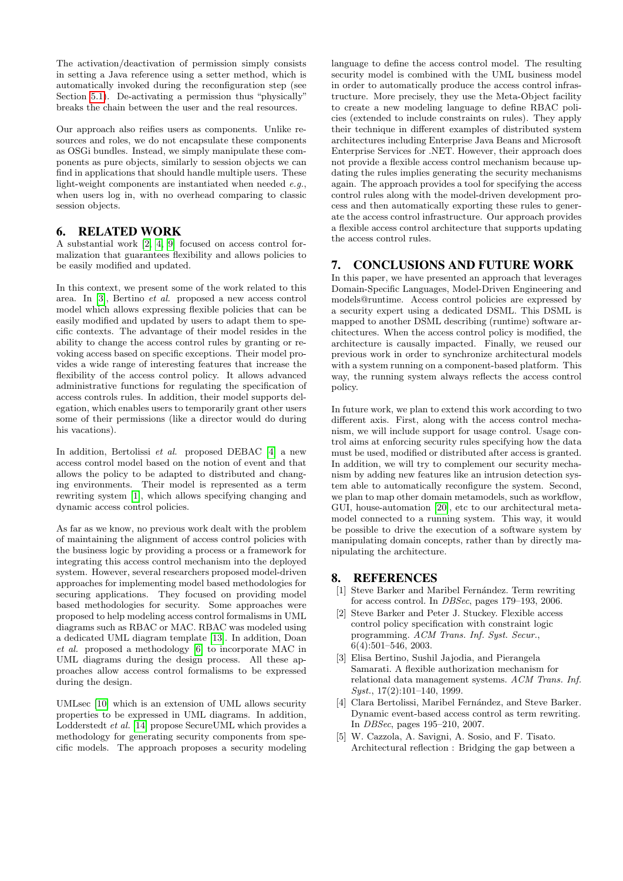The activation/deactivation of permission simply consists in setting a Java reference using a setter method, which is automatically invoked during the reconfiguration step (see Section 5.1). De-activating a permission thus "physically" breaks the chain between the user and the real resources.

Our approach also reifies users as components. Unlike resources and roles, we do not encapsulate these components as OSGi bundles. Instead, we simply manipulate these components as pure objects, similarly to session objects we can find in applications that should handle multiple users. These light-weight components are instantiated when needed *e.g.*, when users log in, with no overhead comparing to classic session objects.

## 6. RELATED WORK

A substantial work [2, 4, 9] focused on access control formalization that guarantees flexibility and allows policies to be easily modified and updated.

In this context, we present some of the work related to this area. In [3], Bertino *et al.* proposed a new access control model which allows expressing flexible policies that can be easily modified and updated by users to adapt them to specific contexts. The advantage of their model resides in the ability to change the access control rules by granting or revoking access based on specific exceptions. Their model provides a wide range of interesting features that increase the flexibility of the access control policy. It allows advanced administrative functions for regulating the specification of access controls rules. In addition, their model supports delegation, which enables users to temporarily grant other users some of their permissions (like a director would do during his vacations).

In addition, Bertolissi *et al.* proposed DEBAC [4] a new access control model based on the notion of event and that allows the policy to be adapted to distributed and changing environments. Their model is represented as a term rewriting system [1], which allows specifying changing and dynamic access control policies.

As far as we know, no previous work dealt with the problem of maintaining the alignment of access control policies with the business logic by providing a process or a framework for integrating this access control mechanism into the deployed system. However, several researchers proposed model-driven approaches for implementing model based methodologies for securing applications. They focused on providing model based methodologies for security. Some approaches were proposed to help modeling access control formalisms in UML diagrams such as RBAC or MAC. RBAC was modeled using a dedicated UML diagram template [13]. In addition, Doan *et al.* proposed a methodology [6] to incorporate MAC in UML diagrams during the design process. All these approaches allow access control formalisms to be expressed during the design.

UMLsec [10] which is an extension of UML allows security properties to be expressed in UML diagrams. In addition, Lodderstedt *et al.* [14] propose SecureUML which provides a methodology for generating security components from specific models. The approach proposes a security modeling language to define the access control model. The resulting security model is combined with the UML business model in order to automatically produce the access control infrastructure. More precisely, they use the Meta-Object facility to create a new modeling language to define RBAC policies (extended to include constraints on rules). They apply their technique in different examples of distributed system architectures including Enterprise Java Beans and Microsoft Enterprise Services for .NET. However, their approach does not provide a flexible access control mechanism because updating the rules implies generating the security mechanisms again. The approach provides a tool for specifying the access control rules along with the model-driven development process and then automatically exporting these rules to generate the access control infrastructure. Our approach provides a flexible access control architecture that supports updating the access control rules.

## 7. CONCLUSIONS AND FUTURE WORK

In this paper, we have presented an approach that leverages Domain-Specific Languages, Model-Driven Engineering and models@runtime. Access control policies are expressed by a security expert using a dedicated DSML. This DSML is mapped to another DSML describing (runtime) software architectures. When the access control policy is modified, the architecture is causally impacted. Finally, we reused our previous work in order to synchronize architectural models with a system running on a component-based platform. This way, the running system always reflects the access control policy.

In future work, we plan to extend this work according to two different axis. First, along with the access control mechanism, we will include support for usage control. Usage control aims at enforcing security rules specifying how the data must be used, modified or distributed after access is granted. In addition, we will try to complement our security mechanism by adding new features like an intrusion detection system able to automatically reconfigure the system. Second, we plan to map other domain metamodels, such as workflow, GUI, house-automation [20], etc to our architectural metamodel connected to a running system. This way, it would be possible to drive the execution of a software system by manipulating domain concepts, rather than by directly manipulating the architecture.

## 8. REFERENCES

[1] Steve Barker and Maribel Fernández. Term rewriting for access control. In *DBSec*, pages 179–193, 2006.

[2] Steve Barker and Peter J. Stuckey. Flexible access control policy specification with constraint logic programming. *ACM Trans. Inf. Syst. Secur.*, 6(4):501–546, 2003.

[3] Elisa Bertino, Sushil Jajodia, and Pierangela Samarati. A flexible authorization mechanism for relational data management systems. *ACM Trans. Inf. Syst.*, 17(2):101–140, 1999.

[4] Clara Bertolissi, Maribel Fernández, and Steve Barker. Dynamic event-based access control as term rewriting. In *DBSec*, pages 195–210, 2007.

[5] W. Cazzola, A. Savigni, A. Sosio, and F. Tisato. Architectural reflection : Bridging the gap between a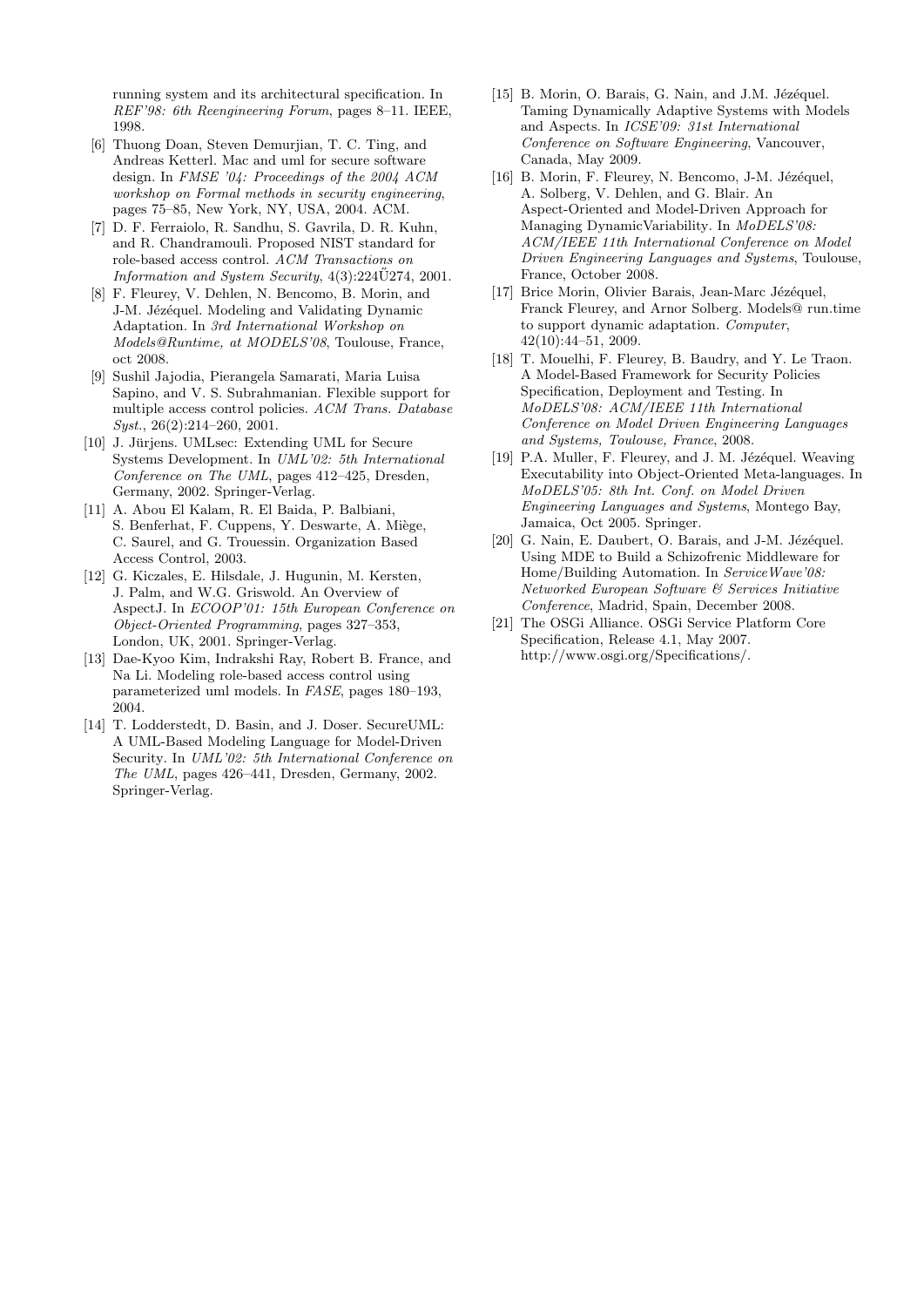running system and its architectural specification. In *REF'98: 6th Reengineering Forum*, pages 8–11. IEEE, 1998.

[6] Thuong Doan, Steven Demurjian, T. C. Ting, and Andreas Ketterl. Mac and uml for secure software design. In *FMSE '04: Proceedings of the 2004 ACM workshop on Formal methods in security engineering*, pages 75–85, New York, NY, USA, 2004. ACM.

[7] D. F. Ferraiolo, R. Sandhu, S. Gavrila, D. R. Kuhn, and R. Chandramouli. Proposed NIST standard for role-based access control. *ACM Transactions on Information and System Security*, 4(3):224Ű274, 2001.

[8] F. Fleurey, V. Dehlen, N. Bencomo, B. Morin, and J-M. Jézéquel. Modeling and Validating Dynamic Adaptation. In *3rd International Workshop on Models@Runtime, at MODELS'08*, Toulouse, France, oct 2008.

[9] Sushil Jajodia, Pierangela Samarati, Maria Luisa Sapino, and V. S. Subrahmanian. Flexible support for multiple access control policies. *ACM Trans. Database Syst.*, 26(2):214–260, 2001.

[10] J. Jürjens. UMLsec: Extending UML for Secure Systems Development. In *UML'02: 5th International Conference on The UML*, pages 412–425, Dresden, Germany, 2002. Springer-Verlag.

[11] A. Abou El Kalam, R. El Baida, P. Balbiani, S. Benferhat, F. Cuppens, Y. Deswarte, A. Miège, C. Saurel, and G. Trouessin. Organization Based Access Control, 2003.

[12] G. Kiczales, E. Hilsdale, J. Hugunin, M. Kersten, J. Palm, and W.G. Griswold. An Overview of AspectJ. In *ECOOP'01: 15th European Conference on Object-Oriented Programming*, pages 327–353, London, UK, 2001. Springer-Verlag.

[13] Dae-Kyoo Kim, Indrakshi Ray, Robert B. France, and Na Li. Modeling role-based access control using parameterized uml models. In *FASE*, pages 180–193, 2004.

[14] T. Lodderstedt, D. Basin, and J. Doser. SecureUML: A UML-Based Modeling Language for Model-Driven Security. In *UML'02: 5th International Conference on The UML*, pages 426–441, Dresden, Germany, 2002. Springer-Verlag.

[15] B. Morin, O. Barais, G. Nain, and J.M. Jézéquel. Taming Dynamically Adaptive Systems with Models and Aspects. In *ICSE'09: 31st International Conference on Software Engineering*, Vancouver, Canada, May 2009.

[16] B. Morin, F. Fleurey, N. Bencomo, J-M. Jézéquel, A. Solberg, V. Dehlen, and G. Blair. An Aspect-Oriented and Model-Driven Approach for Managing DynamicVariability. In *MoDELS'08: ACM/IEEE 11th International Conference on Model Driven Engineering Languages and Systems*, Toulouse, France, October 2008.

[17] Brice Morin, Olivier Barais, Jean-Marc Jézéquel, Franck Fleurey, and Arnor Solberg. Models@ run.time to support dynamic adaptation. *Computer*, 42(10):44–51, 2009.

[18] T. Mouelhi, F. Fleurey, B. Baudry, and Y. Le Traon. A Model-Based Framework for Security Policies Specification, Deployment and Testing. In *MoDELS'08: ACM/IEEE 11th International Conference on Model Driven Engineering Languages and Systems, Toulouse, France*, 2008.

[19] P.A. Muller, F. Fleurey, and J. M. Jézéquel. Weaving Executability into Object-Oriented Meta-languages. In *MoDELS'05: 8th Int. Conf. on Model Driven Engineering Languages and Systems*, Montego Bay, Jamaica, Oct 2005. Springer.

[20] G. Nain, E. Daubert, O. Barais, and J-M. Jézéquel. Using MDE to Build a Schizofrenic Middleware for Home/Building Automation. In *ServiceWave'08: Networked European Software & Services Initiative Conference*, Madrid, Spain, December 2008.

[21] The OSGi Alliance. OSGi Service Platform Core Specification, Release 4.1, May 2007. http://www.osgi.org/Specifications/.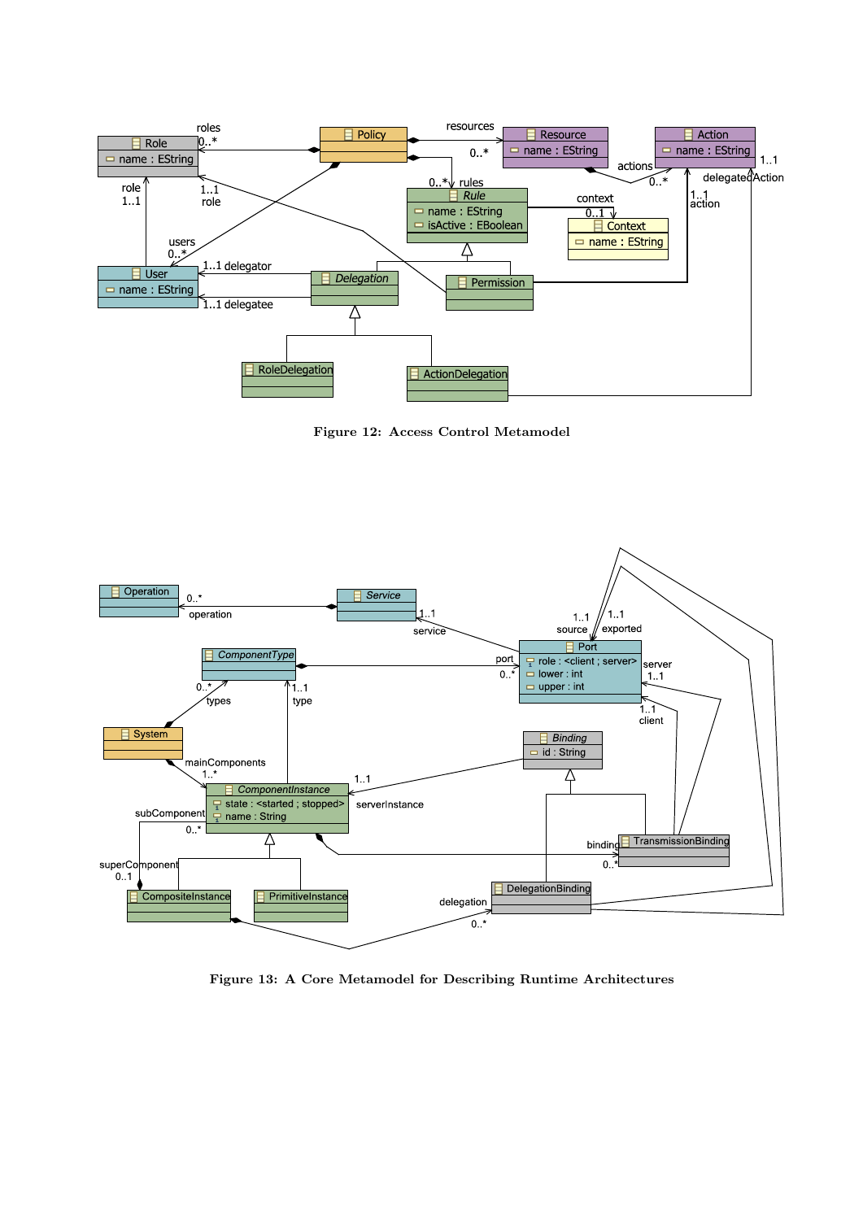roles
0..*
Role
name : EString
role
1..1
1..1
role
Policy
resources
0..*
Resource
name : EString
Action
name : EString
actions
0..*
1..1
delegatedAction
0..* rules
Rule
name : EString
isActive : EBoolean
context
0..1
Context
name : EString
1..1
action
users
0..*
User
name : EString
1..1 delegator
1..1 delegatee
Delegation
Permission
RoleDelegation
ActionDelegation

**Figure 12: Access Control Metamodel**

Operation
0..*
operation
Service
1..1
service
1..1
source
1..1
exported
Port
role : <client ; server>
lower : int
upper : int
server
1..1
1..1
client
ComponentType
port
0..*
0..*
types
1..1
type
System
mainComponents
1..*
Binding
id : String
1..1
serverInstance
ComponentInstance
state : <started ; stopped>
name : String
subComponent
0..*
binding
0..*
TransmissionBinding
superComponent
0..1
CompositeInstance
PrimitiveInstance
delegation
0..*
DelegationBinding

**Figure 13: A Core Metamodel for Describing Runtime Architectures**